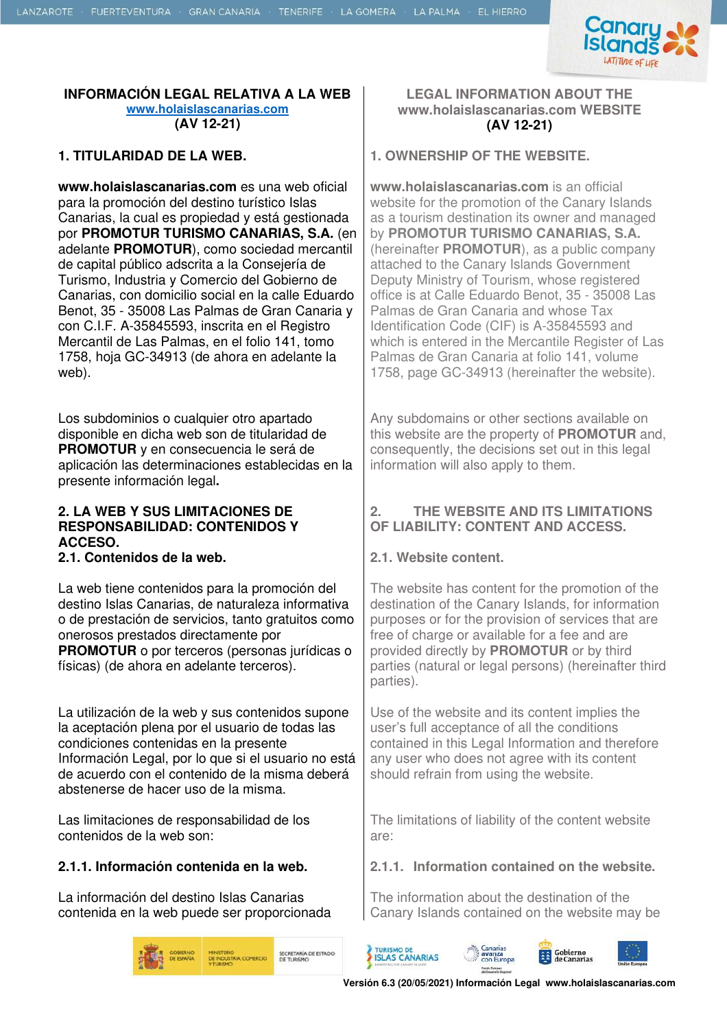# INFORMACIÓN LEGAL RELATIVA A LA WEB www.holaislascanarias.com (AV 12-21)

## 1. TITULARIDAD DE LA WEB.

**www.holaislascanarias.com** es una web oficial para la promoción del destino turístico Islas Canarias, la cual es propiedad y está gestionada por **PROMOTUR TURISMO CANARIAS, S.A.** (en adelante **PROMOTUR**), como sociedad mercantil de capital público adscrita a la Consejería de Turismo, Industria y Comercio del Gobierno de Canarias, con domicilio social en la calle Eduardo Benot, 35 - 35008 Las Palmas de Gran Canaria y con C.I.F. A-35845593, inscrita en el Registro Mercantil de Las Palmas, en el folio 141, tomo 1758, hoja GC-34913 (de ahora en adelante la web).

Los subdominios o cualquier otro apartado disponible en dicha web son de titularidad de **PROMOTUR** y en consecuencia le será de aplicación las determinaciones establecidas en la presente información legal**.**

## 2. LA WEB Y SUS LIMITACIONES DE RESPONSABILIDAD: CONTENIDOS Y ACCESO.

### 2.1. Contenidos de la web.

La web tiene contenidos para la promoción del destino Islas Canarias, de naturaleza informativa o de prestación de servicios, tanto gratuitos como onerosos prestados directamente por **PROMOTUR** o por terceros (personas jurídicas o físicas) (de ahora en adelante terceros).

La utilización de la web y sus contenidos supone la aceptación plena por el usuario de todas las condiciones contenidas en la presente Información Legal, por lo que si el usuario no está de acuerdo con el contenido de la misma deberá abstenerse de hacer uso de la misma.

Las limitaciones de responsabilidad de los contenidos de la web son:

#### 2.1.1. Información contenida en la web.

La información del destino Islas Canarias contenida en la web puede ser proporcionada

# LEGAL INFORMATION ABOUT THE www.holaislascanarias.com WEBSITE (AV 12-21)

## 1. OWNERSHIP OF THE WEBSITE.

**www.holaislascanarias.com** is an official website for the promotion of the Canary Islands as a tourism destination its owner and managed by **PROMOTUR TURISMO CANARIAS, S.A.** (hereinafter **PROMOTUR**), as a public company attached to the Canary Islands Government Deputy Ministry of Tourism, whose registered office is at Calle Eduardo Benot, 35 - 35008 Las Palmas de Gran Canaria and whose Tax Identification Code (CIF) is A-35845593 and which is entered in the Mercantile Register of Las Palmas de Gran Canaria at folio 141, volume 1758, page GC-34913 (hereinafter the website).

Any subdomains or other sections available on this website are the property of **PROMOTUR** and, consequently, the decisions set out in this legal information will also apply to them.

## 2. THE WEBSITE AND ITS LIMITATIONS OF LIABILITY: CONTENT AND ACCESS.

### 2.1. Website content.

The website has content for the promotion of the destination of the Canary Islands, for information purposes or for the provision of services that are free of charge or available for a fee and are provided directly by **PROMOTUR** or by third parties (natural or legal persons) (hereinafter third parties).

Use of the website and its content implies the user's full acceptance of all the conditions contained in this Legal Information and therefore any user who does not agree with its content should refrain from using the website.

The limitations of liability of the content website are:

#### 2.1.1. Information contained on the website.

The information about the destination of the Canary Islands contained on the website may be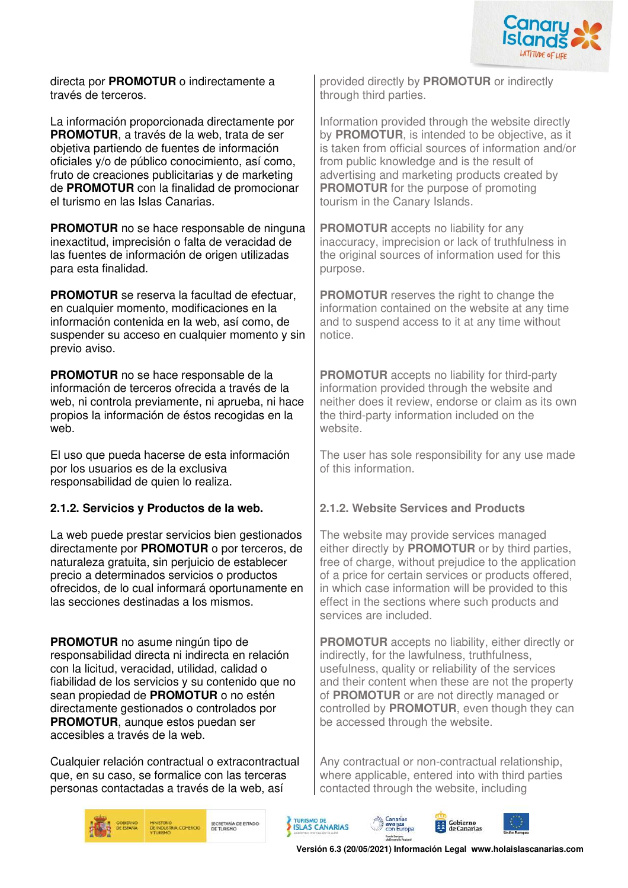directa por **PROMOTUR** o indirectamente a través de terceros.

La información proporcionada directamente por **PROMOTUR**, a través de la web, trata de ser objetiva partiendo de fuentes de información oficiales y/o de público conocimiento, así como, fruto de creaciones publicitarias y de marketing de **PROMOTUR** con la finalidad de promocionar el turismo en las Islas Canarias.

**PROMOTUR** no se hace responsable de ninguna inexactitud, imprecisión o falta de veracidad de las fuentes de información de origen utilizadas para esta finalidad.

**PROMOTUR** se reserva la facultad de efectuar, en cualquier momento, modificaciones en la información contenida en la web, así como, de suspender su acceso en cualquier momento y sin previo aviso.

**PROMOTUR** no se hace responsable de la información de terceros ofrecida a través de la web, ni controla previamente, ni aprueba, ni hace propios la información de éstos recogidas en la web.

El uso que pueda hacerse de esta información por los usuarios es de la exclusiva responsabilidad de quien lo realiza.

### 2.1.2. Servicios y Productos de la web.

La web puede prestar servicios bien gestionados directamente por **PROMOTUR** o por terceros, de naturaleza gratuita, sin perjuicio de establecer precio a determinados servicios o productos ofrecidos, de lo cual informará oportunamente en las secciones destinadas a los mismos.

**PROMOTUR** no asume ningún tipo de responsabilidad directa ni indirecta en relación con la licitud, veracidad, utilidad, calidad o fiabilidad de los servicios y su contenido que no sean propiedad de **PROMOTUR** o no estén directamente gestionados o controlados por **PROMOTUR**, aunque estos puedan ser accesibles a través de la web.

Cualquier relación contractual o extracontractual que, en su caso, se formalice con las terceras personas contactadas a través de la web, así

provided directly by **PROMOTUR** or indirectly through third parties.

Information provided through the website directly by **PROMOTUR**, is intended to be objective, as it is taken from official sources of information and/or from public knowledge and is the result of advertising and marketing products created by **PROMOTUR** for the purpose of promoting tourism in the Canary Islands.

**PROMOTUR** accepts no liability for any inaccuracy, imprecision or lack of truthfulness in the original sources of information used for this purpose.

**PROMOTUR** reserves the right to change the information contained on the website at any time and to suspend access to it at any time without notice.

**PROMOTUR** accepts no liability for third-party information provided through the website and neither does it review, endorse or claim as its own the third-party information included on the website.

The user has sole responsibility for any use made of this information.

### 2.1.2. Website Services and Products

The website may provide services managed either directly by **PROMOTUR** or by third parties, free of charge, without prejudice to the application of a price for certain services or products offered, in which case information will be provided to this effect in the sections where such products and services are included.

**PROMOTUR** accepts no liability, either directly or indirectly, for the lawfulness, truthfulness, usefulness, quality or reliability of the services and their content when these are not the property of **PROMOTUR** or are not directly managed or controlled by **PROMOTUR**, even though they can be accessed through the website.

Any contractual or non-contractual relationship, where applicable, entered into with third parties contacted through the website, including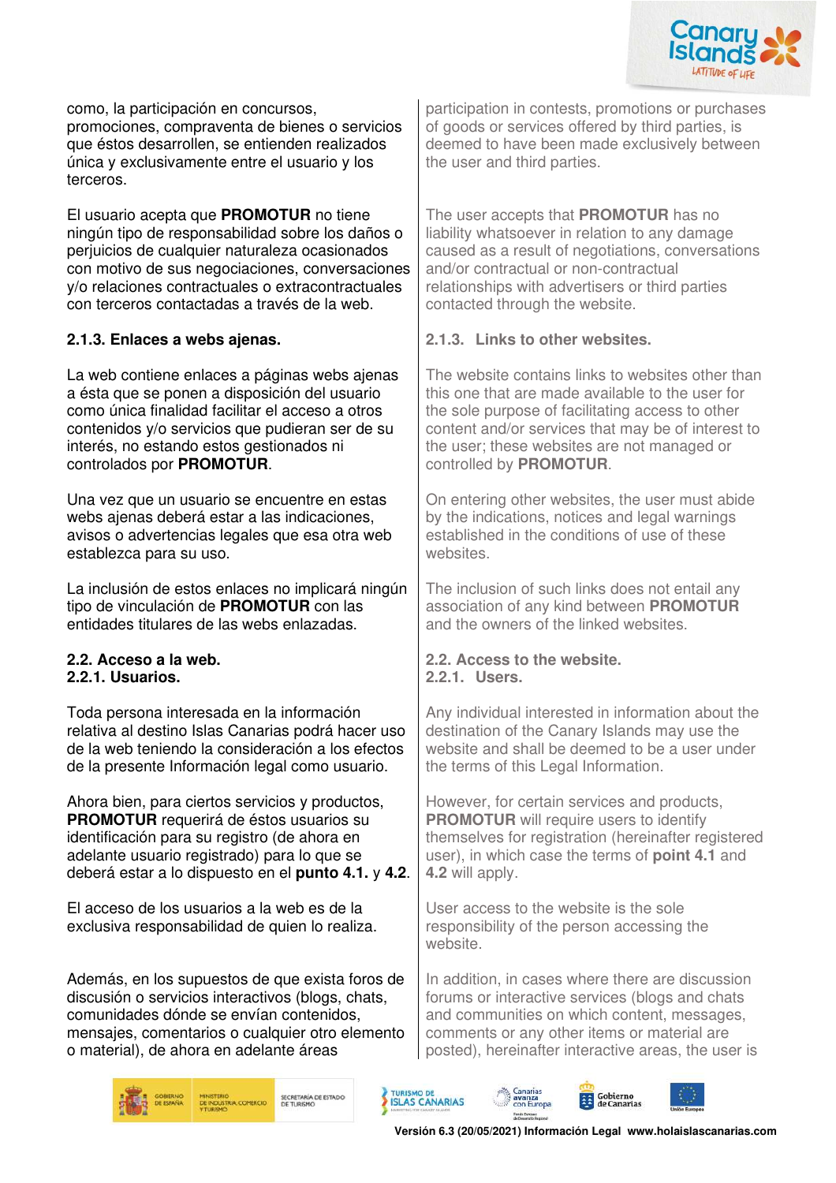como, la participación en concursos, promociones, compraventa de bienes o servicios que éstos desarrollen, se entienden realizados única y exclusivamente entre el usuario y los terceros.

participation in contests, promotions or purchases of goods or services offered by third parties, is deemed to have been made exclusively between the user and third parties.

El usuario acepta que **PROMOTUR** no tiene ningún tipo de responsabilidad sobre los daños o perjuicios de cualquier naturaleza ocasionados con motivo de sus negociaciones, conversaciones y/o relaciones contractuales o extracontractuales con terceros contactadas a través de la web.

The user accepts that **PROMOTUR** has no liability whatsoever in relation to any damage caused as a result of negotiations, conversations and/or contractual or non-contractual relationships with advertisers or third parties contacted through the website.

**2.1.3. Enlaces a webs ajenas.**

**2.1.3. Links to other websites.**

La web contiene enlaces a páginas webs ajenas a ésta que se ponen a disposición del usuario como única finalidad facilitar el acceso a otros contenidos y/o servicios que pudieran ser de su interés, no estando estos gestionados ni controlados por **PROMOTUR**.

The website contains links to websites other than this one that are made available to the user for the sole purpose of facilitating access to other content and/or services that may be of interest to the user; these websites are not managed or controlled by **PROMOTUR**.

Una vez que un usuario se encuentre en estas webs ajenas deberá estar a las indicaciones, avisos o advertencias legales que esa otra web establezca para su uso.

On entering other websites, the user must abide by the indications, notices and legal warnings established in the conditions of use of these websites.

La inclusión de estos enlaces no implicará ningún tipo de vinculación de **PROMOTUR** con las entidades titulares de las webs enlazadas.

The inclusion of such links does not entail any association of any kind between **PROMOTUR** and the owners of the linked websites.

**2.2. Acceso a la web.**
**2.2.1. Usuarios.**

**2.2. Access to the website.**
**2.2.1. Users.**

Toda persona interesada en la información relativa al destino Islas Canarias podrá hacer uso de la web teniendo la consideración a los efectos de la presente Información legal como usuario.

Any individual interested in information about the destination of the Canary Islands may use the website and shall be deemed to be a user under the terms of this Legal Information.

Ahora bien, para ciertos servicios y productos, **PROMOTUR** requerirá de éstos usuarios su identificación para su registro (de ahora en adelante usuario registrado) para lo que se deberá estar a lo dispuesto en el **punto 4.1.** y **4.2**.

However, for certain services and products, **PROMOTUR** will require users to identify themselves for registration (hereinafter registered user), in which case the terms of **point 4.1** and **4.2** will apply.

El acceso de los usuarios a la web es de la exclusiva responsabilidad de quien lo realiza.

User access to the website is the sole responsibility of the person accessing the website.

Además, en los supuestos de que exista foros de discusión o servicios interactivos (blogs, chats, comunidades dónde se envían contenidos, mensajes, comentarios o cualquier otro elemento o material), de ahora en adelante áreas

In addition, in cases where there are discussion forums or interactive services (blogs and chats and communities on which content, messages, comments or any other items or material are posted), hereinafter interactive areas, the user is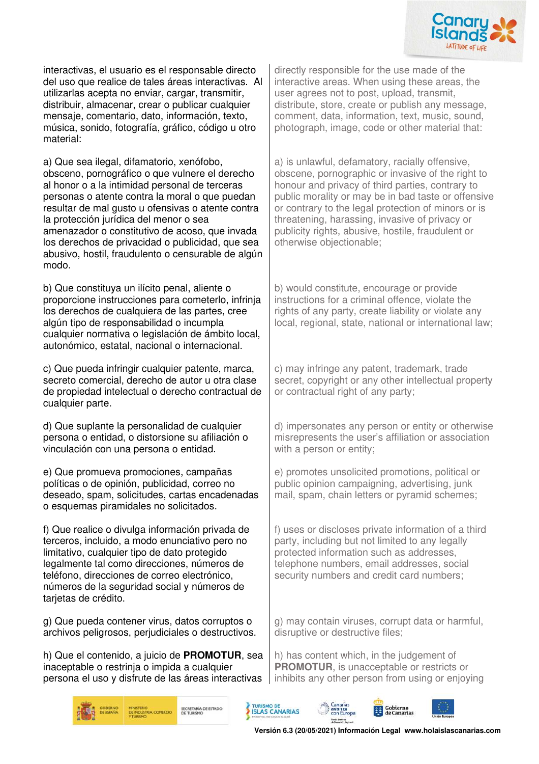interactivas, el usuario es el responsable directo del uso que realice de tales áreas interactivas. Al utilizarlas acepta no enviar, cargar, transmitir, distribuir, almacenar, crear o publicar cualquier mensaje, comentario, dato, información, texto, música, sonido, fotografía, gráfico, código u otro material:

a) Que sea ilegal, difamatorio, xenófobo, obsceno, pornográfico o que vulnere el derecho al honor o a la intimidad personal de terceras personas o atente contra la moral o que puedan resultar de mal gusto u ofensivas o atente contra la protección jurídica del menor o sea amenazador o constitutivo de acoso, que invada los derechos de privacidad o publicidad, que sea abusivo, hostil, fraudulento o censurable de algún modo.

b) Que constituya un ilícito penal, aliente o proporcione instrucciones para cometerlo, infrinja los derechos de cualquiera de las partes, cree algún tipo de responsabilidad o incumpla cualquier normativa o legislación de ámbito local, autonómico, estatal, nacional o internacional.

c) Que pueda infringir cualquier patente, marca, secreto comercial, derecho de autor u otra clase de propiedad intelectual o derecho contractual de cualquier parte.

d) Que suplante la personalidad de cualquier persona o entidad, o distorsione su afiliación o vinculación con una persona o entidad.

e) Que promueva promociones, campañas políticas o de opinión, publicidad, correo no deseado, spam, solicitudes, cartas encadenadas o esquemas piramidales no solicitados.

f) Que realice o divulga información privada de terceros, incluido, a modo enunciativo pero no limitativo, cualquier tipo de dato protegido legalmente tal como direcciones, números de teléfono, direcciones de correo electrónico, números de la seguridad social y números de tarjetas de crédito.

g) Que pueda contener virus, datos corruptos o archivos peligrosos, perjudiciales o destructivos.

h) Que el contenido, a juicio de **PROMOTUR**, sea inaceptable o restrinja o impida a cualquier persona el uso y disfrute de las áreas interactivas

directly responsible for the use made of the interactive areas. When using these areas, the user agrees not to post, upload, transmit, distribute, store, create or publish any message, comment, data, information, text, music, sound, photograph, image, code or other material that:

a) is unlawful, defamatory, racially offensive, obscene, pornographic or invasive of the right to honour and privacy of third parties, contrary to public morality or may be in bad taste or offensive or contrary to the legal protection of minors or is threatening, harassing, invasive of privacy or publicity rights, abusive, hostile, fraudulent or otherwise objectionable;

b) would constitute, encourage or provide instructions for a criminal offence, violate the rights of any party, create liability or violate any local, regional, state, national or international law;

c) may infringe any patent, trademark, trade secret, copyright or any other intellectual property or contractual right of any party;

d) impersonates any person or entity or otherwise misrepresents the user's affiliation or association with a person or entity;

e) promotes unsolicited promotions, political or public opinion campaigning, advertising, junk mail, spam, chain letters or pyramid schemes;

f) uses or discloses private information of a third party, including but not limited to any legally protected information such as addresses, telephone numbers, email addresses, social security numbers and credit card numbers;

g) may contain viruses, corrupt data or harmful, disruptive or destructive files;

h) has content which, in the judgement of **PROMOTUR**, is unacceptable or restricts or inhibits any other person from using or enjoying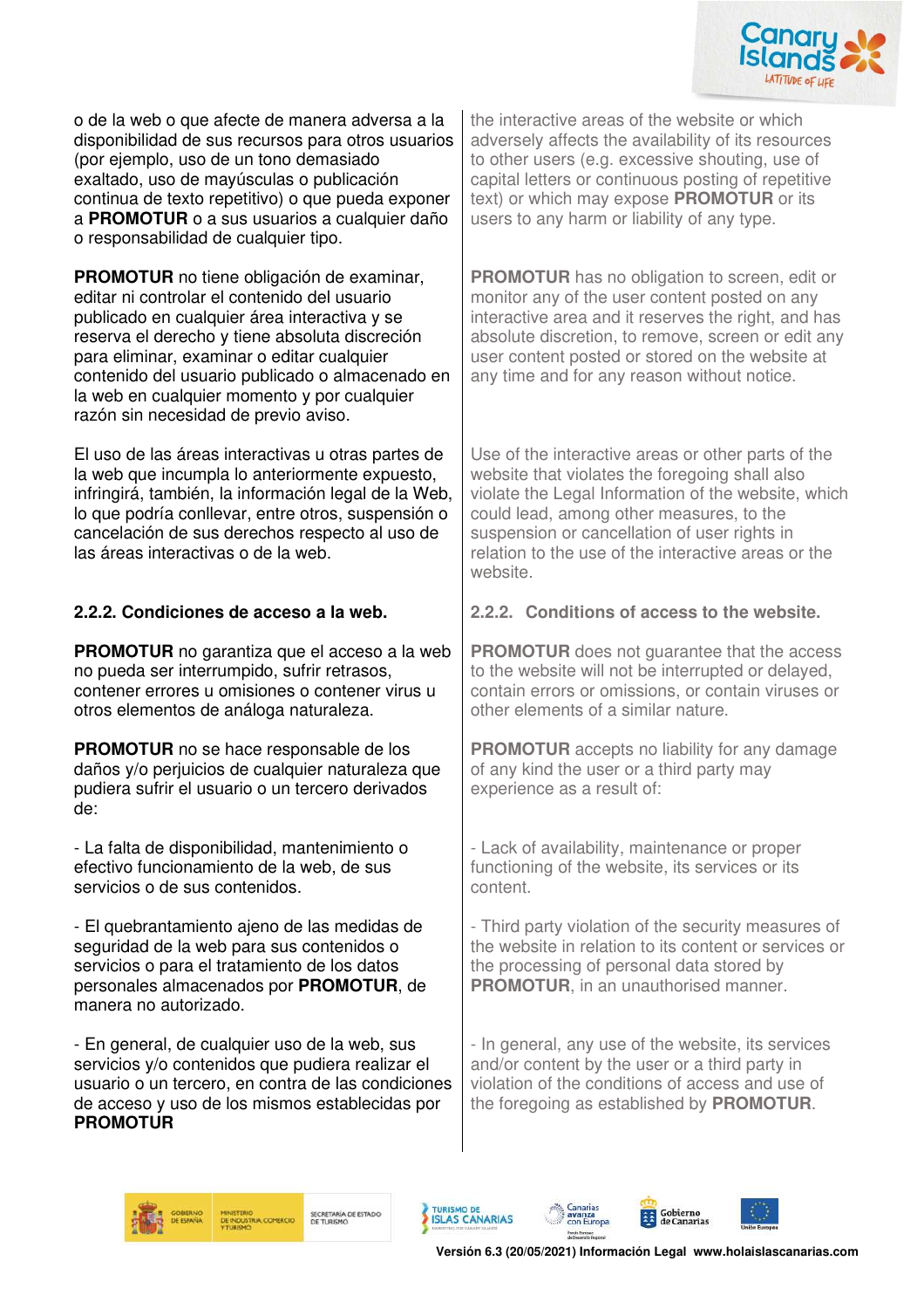o de la web o que afecte de manera adversa a la disponibilidad de sus recursos para otros usuarios (por ejemplo, uso de un tono demasiado exaltado, uso de mayúsculas o publicación continua de texto repetitivo) o que pueda exponer a **PROMOTUR** o a sus usuarios a cualquier daño o responsabilidad de cualquier tipo.

**PROMOTUR** no tiene obligación de examinar, editar ni controlar el contenido del usuario publicado en cualquier área interactiva y se reserva el derecho y tiene absoluta discreción para eliminar, examinar o editar cualquier contenido del usuario publicado o almacenado en la web en cualquier momento y por cualquier razón sin necesidad de previo aviso.

El uso de las áreas interactivas u otras partes de la web que incumpla lo anteriormente expuesto, infringirá, también, la información legal de la Web, lo que podría conllevar, entre otros, suspensión o cancelación de sus derechos respecto al uso de las áreas interactivas o de la web.

**2.2.2. Condiciones de acceso a la web.**

**PROMOTUR** no garantiza que el acceso a la web no pueda ser interrumpido, sufrir retrasos, contener errores u omisiones o contener virus u otros elementos de análoga naturaleza.

**PROMOTUR** no se hace responsable de los daños y/o perjuicios de cualquier naturaleza que pudiera sufrir el usuario o un tercero derivados de:

- La falta de disponibilidad, mantenimiento o efectivo funcionamiento de la web, de sus servicios o de sus contenidos.

- El quebrantamiento ajeno de las medidas de seguridad de la web para sus contenidos o servicios o para el tratamiento de los datos personales almacenados por **PROMOTUR**, de manera no autorizada.

- En general, de cualquier uso de la web, sus servicios y/o contenidos que pudiera realizar el usuario o un tercero, en contra de las condiciones de acceso y uso de los mismos establecidas por **PROMOTUR**

the interactive areas of the website or which adversely affects the availability of its resources to other users (e.g. excessive shouting, use of capital letters or continuous posting of repetitive text) or which may expose **PROMOTUR** or its users to any harm or liability of any type.

**PROMOTUR** has no obligation to screen, edit or monitor any of the user content posted on any interactive area and it reserves the right, and has absolute discretion, to remove, screen or edit any user content posted or stored on the website at any time and for any reason without notice.

Use of the interactive areas or other parts of the website that violates the foregoing shall also violate the Legal Information of the website, which could lead, among other measures, to the suspension or cancellation of user rights in relation to the use of the interactive areas or the website.

**2.2.2. Conditions of access to the website.**

**PROMOTUR** does not guarantee that the access to the website will not be interrupted or delayed, contain errors or omissions, or contain viruses or other elements of a similar nature.

**PROMOTUR** accepts no liability for any damage of any kind the user or a third party may experience as a result of:

- Lack of availability, maintenance or proper functioning of the website, its services or its content.

- Third party violation of the security measures of the website in relation to its content or services or the processing of personal data stored by **PROMOTUR**, in an unauthorised manner.

- In general, any use of the website, its services and/or content by the user or a third party in violation of the conditions of access and use of the foregoing as established by **PROMOTUR**.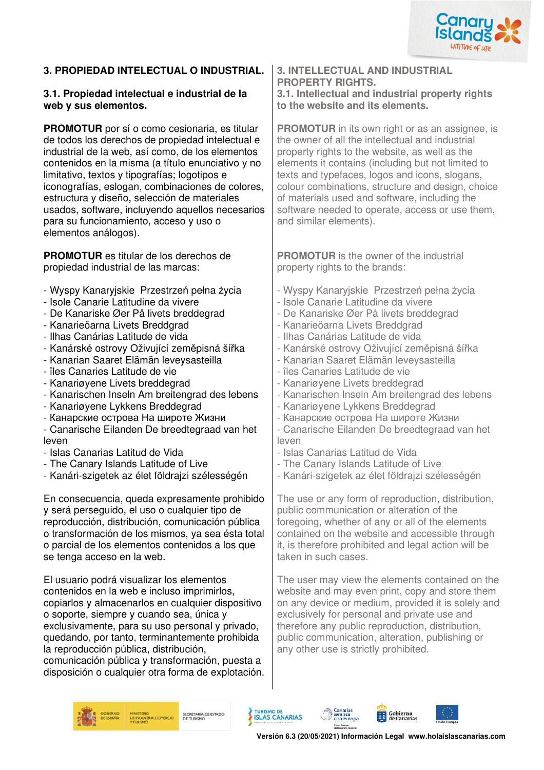## 3. PROPIEDAD INTELECTUAL O INDUSTRIAL.

### 3.1. Propiedad intelectual e industrial de la web y sus elementos.

**PROMOTUR** por sí o como cesionaria, es titular de todos los derechos de propiedad intelectual e industrial de la web, así como, de los elementos contenidos en la misma (a título enunciativo y no limitativo, textos y tipografías; logotipos e iconografías, eslogan, combinaciones de colores, estructura y diseño, selección de materiales usados, software, incluyendo aquellos necesarios para su funcionamiento, acceso y uso o elementos análogos).

**PROMOTUR** es titular de los derechos de propiedad industrial de las marcas:

- Wyspy Kanaryjskie Przestrzeń pełna życia
- Isole Canarie Latitudine da vivere
- De Kanariske Øer På livets breddegrad
- Kanarieöarna Livets Breddgrad
- Ilhas Canárias Latitude de vida
- Kanárské ostrovy Oživující zeměpisná šířka
- Kanarian Saaret Elämän leveysasteilla
- îles Canaries Latitude de vie
- Kanariøyene Livets breddegrad
- Kanarischen Inseln Am breitengrad des lebens
- Kanariøyene Lykkens Breddegrad
- Канарские острова На широте Жизни
- Canarische Eilanden De breedtegraad van het leven
- Islas Canarias Latitud de Vida
- The Canary Islands Latitude of Live
- Kanári-szigetek az élet földrajzi szélességén

En consecuencia, queda expresamente prohibido y será perseguido, el uso o cualquier tipo de reproducción, distribución, comunicación pública o transformación de los mismos, ya sea ésta total o parcial de los elementos contenidos a los que se tenga acceso en la web.

El usuario podrá visualizar los elementos contenidos en la web e incluso imprimirlos, copiarlos y almacenarlos en cualquier dispositivo o soporte, siempre y cuando sea, única y exclusivamente, para su uso personal y privado, quedando, por tanto, terminantemente prohibida la reproducción pública, distribución, comunicación pública y transformación, puesta a disposición o cualquier otra forma de explotación.

## 3. INTELLECTUAL AND INDUSTRIAL PROPERTY RIGHTS.

### 3.1. Intellectual and industrial property rights to the website and its elements.

**PROMOTUR** in its own right or as an assignee, is the owner of all the intellectual and industrial property rights to the website, as well as the elements it contains (including but not limited to texts and typefaces, logos and icons, slogans, colour combinations, structure and design, choice of materials used and software, including the software needed to operate, access or use them, and similar elements).

**PROMOTUR** is the owner of the industrial property rights to the brands:

- Wyspy Kanaryjskie Przestrzeń pełna życia
- Isole Canarie Latitudine da vivere
- De Kanariske Øer På livets breddegrad
- Kanarieöarna Livets Breddgrad
- Ilhas Canárias Latitude de vida
- Kanárské ostrovy Oživující zeměpisná šířka
- Kanarian Saaret Elämän leveysasteilla
- îles Canaries Latitude de vie
- Kanariøyene Livets breddegrad
- Kanarischen Inseln Am breitengrad des lebens
- Kanariøyene Lykkens Breddegrad
- Канарские острова На широте Жизни
- Canarische Eilanden De breedtegraad van het leven
- Islas Canarias Latitud de Vida
- The Canary Islands Latitude of Live
- Kanári-szigetek az élet földrajzi szélességén

The use or any form of reproduction, distribution, public communication or alteration of the foregoing, whether of any or all of the elements contained on the website and accessible through it, is therefore prohibited and legal action will be taken in such cases.

The user may view the elements contained on the website and may even print, copy and store them on any device or medium, provided it is solely and exclusively for personal and private use and therefore any public reproduction, distribution, public communication, alteration, publishing or any other use is strictly prohibited.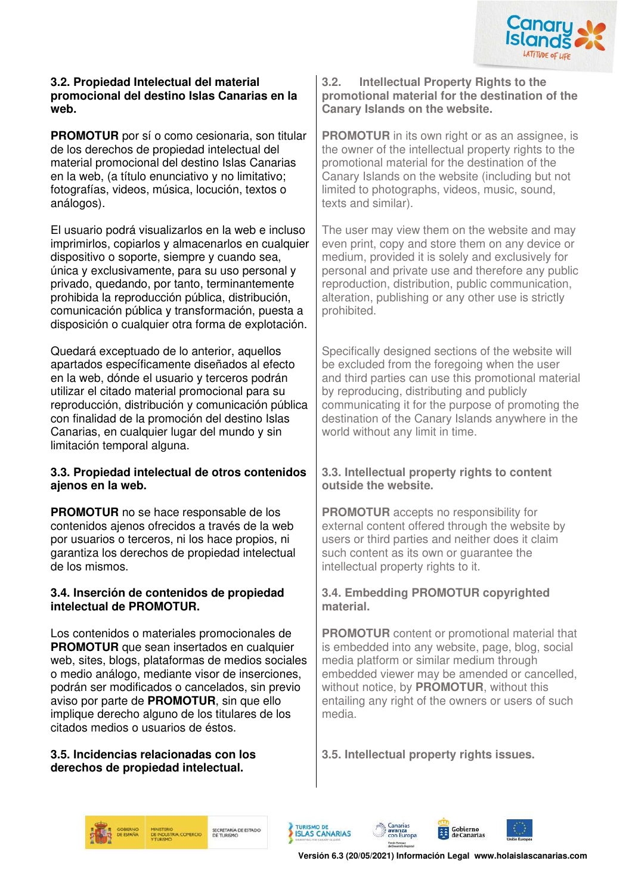### 3.2. Propiedad Intelectual del material promocional del destino Islas Canarias en la web.

**PROMOTUR** por sí o como cesionaria, son titular de los derechos de propiedad intelectual del material promocional del destino Islas Canarias en la web, (a título enunciativo y no limitativo; fotografías, videos, música, locución, textos o análogos).

El usuario podrá visualizarlos en la web e incluso imprimirlos, copiarlos y almacenarlos en cualquier dispositivo o soporte, siempre y cuando sea, única y exclusivamente, para su uso personal y privado, quedando, por tanto, terminantemente prohibida la reproducción pública, distribución, comunicación pública y transformación, puesta a disposición o cualquier otra forma de explotación.

Quedará exceptuado de lo anterior, aquellos apartados específicamente diseñados al efecto en la web, dónde el usuario y terceros podrán utilizar el citado material promocional para su reproducción, distribución y comunicación pública con finalidad de la promoción del destino Islas Canarias, en cualquier lugar del mundo y sin limitación temporal alguna.

### 3.3. Propiedad intelectual de otros contenidos ajenos en la web.

**PROMOTUR** no se hace responsable de los contenidos ajenos ofrecidos a través de la web por usuarios o terceros, ni los hace propios, ni garantiza los derechos de propiedad intelectual de los mismos.

### 3.4. Inserción de contenidos de propiedad intelectual de PROMOTUR.

Los contenidos o materiales promocionales de **PROMOTUR** que sean insertados en cualquier web, sites, blogs, plataformas de medios sociales o medio análogo, mediante visor de inserciones, podrán ser modificados o cancelados, sin previo aviso por parte de **PROMOTUR**, sin que ello implique derecho alguno de los titulares de los citados medios o usuarios de éstos.

### 3.5. Incidencias relacionadas con los derechos de propiedad intelectual.

### 3.2. Intellectual Property Rights to the promotional material for the destination of the Canary Islands on the website.

**PROMOTUR** in its own right or as an assignee, is the owner of the intellectual property rights to the promotional material for the destination of the Canary Islands on the website (including but not limited to photographs, videos, music, sound, texts and similar).

The user may view them on the website and may even print, copy and store them on any device or medium, provided it is solely and exclusively for personal and private use and therefore any public reproduction, distribution, public communication, alteration, publishing or any other use is strictly prohibited.

Specifically designed sections of the website will be excluded from the foregoing when the user and third parties can use this promotional material by reproducing, distributing and publicly communicating it for the purpose of promoting the destination of the Canary Islands anywhere in the world without any limit in time.

### 3.3. Intellectual property rights to content outside the website.

**PROMOTUR** accepts no responsibility for external content offered through the website by users or third parties and neither does it claim such content as its own or guarantee the intellectual property rights to it.

### 3.4. Embedding PROMOTUR copyrighted material.

**PROMOTUR** content or promotional material that is embedded into any website, page, blog, social media platform or similar medium through embedded viewer may be amended or cancelled, without notice, by **PROMOTUR**, without this entailing any right of the owners or users of such media.

### 3.5. Intellectual property rights issues.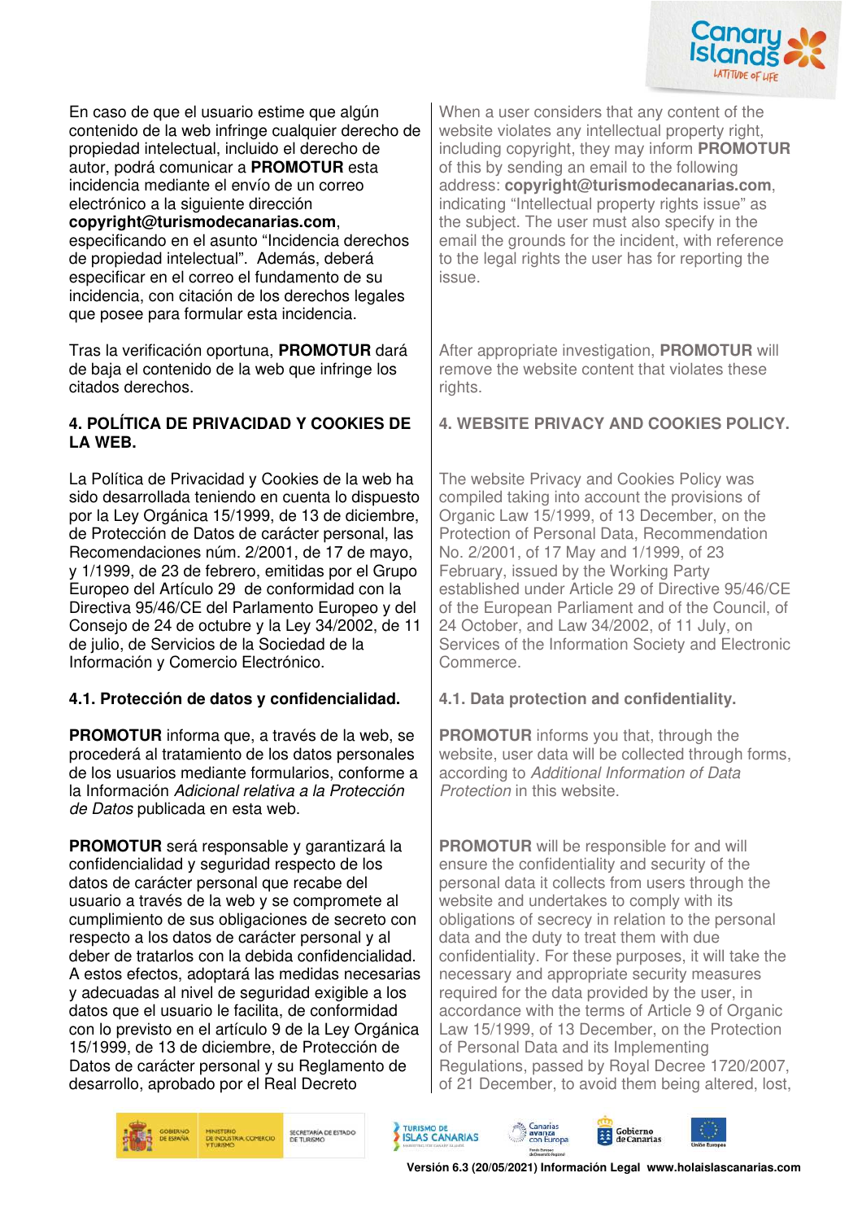En caso de que el usuario estime que algún contenido de la web infringe cualquier derecho de propiedad intelectual, incluido el derecho de autor, podrá comunicar a **PROMOTUR** esta incidencia mediante el envío de un correo electrónico a la siguiente dirección **copyright@turismodecanarias.com**, especificando en el asunto "Incidencia derechos de propiedad intelectual". Además, deberá especificar en el correo el fundamento de su incidencia, con citación de los derechos legales que posee para formular esta incidencia.

When a user considers that any content of the website violates any intellectual property right, including copyright, they may inform **PROMOTUR** of this by sending an email to the following address: **copyright@turismodecanarias.com**, indicating "Intellectual property rights issue" as the subject. The user must also specify in the email the grounds for the incident, with reference to the legal rights the user has for reporting the issue.

Tras la verificación oportuna, **PROMOTUR** dará de baja el contenido de la web que infringe los citados derechos.

After appropriate investigation, **PROMOTUR** will remove the website content that violates these rights.

## 4. POLÍTICA DE PRIVACIDAD Y COOKIES DE LA WEB.

## 4. WEBSITE PRIVACY AND COOKIES POLICY.

La Política de Privacidad y Cookies de la web ha sido desarrollada teniendo en cuenta lo dispuesto por la Ley Orgánica 15/1999, de 13 de diciembre, de Protección de Datos de carácter personal, las Recomendaciones núm. 2/2001, de 17 de mayo, y 1/1999, de 23 de febrero, emitidas por el Grupo Europeo del Artículo 29 de conformidad con la Directiva 95/46/CE del Parlamento Europeo y del Consejo de 24 de octubre y la Ley 34/2002, de 11 de julio, de Servicios de la Sociedad de la Información y Comercio Electrónico.

The website Privacy and Cookies Policy was compiled taking into account the provisions of Organic Law 15/1999, of 13 December, on the Protection of Personal Data, Recommendation No. 2/2001, of 17 May and 1/1999, of 23 February, issued by the Working Party established under Article 29 of Directive 95/46/CE of the European Parliament and of the Council, of 24 October, and Law 34/2002, of 11 July, on Services of the Information Society and Electronic Commerce.

### 4.1. Protección de datos y confidencialidad.

### 4.1. Data protection and confidentiality.

**PROMOTUR** informa que, a través de la web, se procederá al tratamiento de los datos personales de los usuarios mediante formularios, conforme a la Información *Adicional relativa a la Protección de Datos* publicada en esta web.

**PROMOTUR** informs you that, through the website, user data will be collected through forms, according to *Additional Information of Data Protection* in this website.

**PROMOTUR** será responsable y garantizará la confidencialidad y seguridad respecto de los datos de carácter personal que recabe del usuario a través de la web y se compromete al cumplimiento de sus obligaciones de secreto con respecto a los datos de carácter personal y al deber de tratarlos con la debida confidencialidad. A estos efectos, adoptará las medidas necesarias y adecuadas al nivel de seguridad exigible a los datos que el usuario le facilita, de conformidad con lo previsto en el artículo 9 de la Ley Orgánica 15/1999, de 13 de diciembre, de Protección de Datos de carácter personal y su Reglamento de desarrollo, aprobado por el Real Decreto

**PROMOTUR** will be responsible for and will ensure the confidentiality and security of the personal data it collects from users through the website and undertakes to comply with its obligations of secrecy in relation to the personal data and the duty to treat them with due confidentiality. For these purposes, it will take the necessary and appropriate security measures required for the data provided by the user, in accordance with the terms of Article 9 of Organic Law 15/1999, of 13 December, on the Protection of Personal Data and its Implementing Regulations, passed by Royal Decree 1720/2007, of 21 December, to avoid them being altered, lost,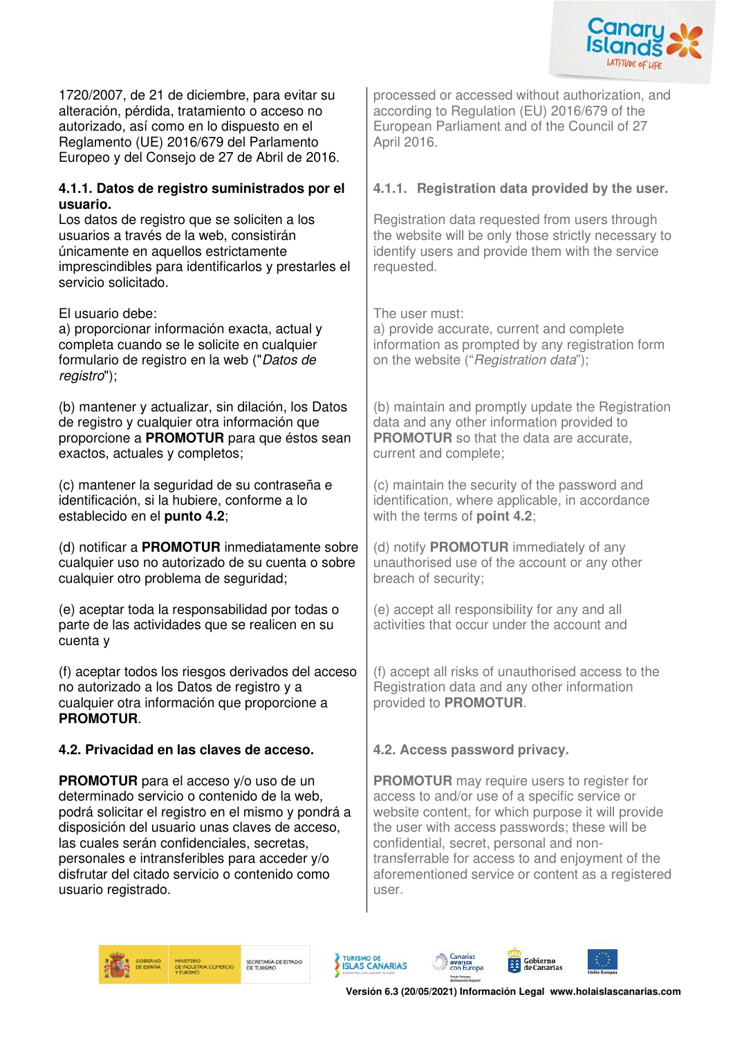1720/2007, de 21 de diciembre, para evitar su alteración, pérdida, tratamiento o acceso no autorizado, así como en lo dispuesto en el Reglamento (UE) 2016/679 del Parlamento Europeo y del Consejo de 27 de Abril de 2016.

#### 4.1.1. Datos de registro suministrados por el usuario.

Los datos de registro que se soliciten a los usuarios a través de la web, consistirán únicamente en aquellos estrictamente imprescindibles para identificarlos y prestarles el servicio solicitado.

El usuario debe:
a) proporcionar información exacta, actual y completa cuando se le solicite en cualquier formulario de registro en la web ("*Datos de registro*");

(b) mantener y actualizar, sin dilación, los Datos de registro y cualquier otra información que proporcione a **PROMOTUR** para que éstos sean exactos, actuales y completos;

(c) mantener la seguridad de su contraseña e identificación, si la hubiere, conforme a lo establecido en el **punto 4.2**;

(d) notificar a **PROMOTUR** inmediatamente sobre cualquier uso no autorizado de su cuenta o sobre cualquier otro problema de seguridad;

(e) aceptar toda la responsabilidad por todas o parte de las actividades que se realicen en su cuenta y

(f) aceptar todos los riesgos derivados del acceso no autorizado a los Datos de registro y a cualquier otra información que proporcione a **PROMOTUR**.

### 4.2. Privacidad en las claves de acceso.

**PROMOTUR** para el acceso y/o uso de un determinado servicio o contenido de la web, podrá solicitar el registro en el mismo y pondrá a disposición del usuario unas claves de acceso, las cuales serán confidenciales, secretas, personales e intransferibles para acceder y/o disfrutar del citado servicio o contenido como usuario registrado.

processed or accessed without authorization, and according to Regulation (EU) 2016/679 of the European Parliament and of the Council of 27 April 2016.

#### 4.1.1. Registration data provided by the user.

Registration data requested from users through the website will be only those strictly necessary to identify users and provide them with the service requested.

The user must:
a) provide accurate, current and complete information as prompted by any registration form on the website ("*Registration data*");

(b) maintain and promptly update the Registration data and any other information provided to **PROMOTUR** so that the data are accurate, current and complete;

(c) maintain the security of the password and identification, where applicable, in accordance with the terms of **point 4.2**;

(d) notify **PROMOTUR** immediately of any unauthorised use of the account or any other breach of security;

(e) accept all responsibility for any and all activities that occur under the account and

(f) accept all risks of unauthorised access to the Registration data and any other information provided to **PROMOTUR**.

### 4.2. Access password privacy.

**PROMOTUR** may require users to register for access to and/or use of a specific service or website content, for which purpose it will provide the user with access passwords; these will be confidential, secret, personal and non-transferrable for access to and enjoyment of the aforementioned service or content as a registered user.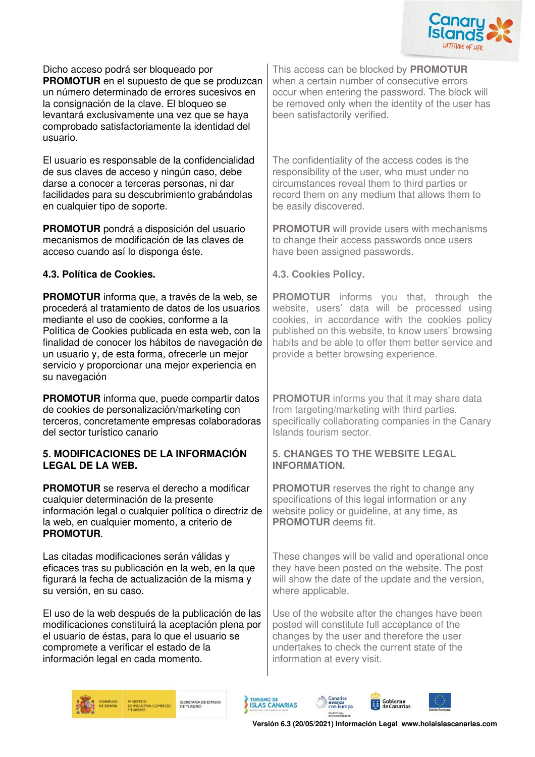Dicho acceso podrá ser bloqueado por **PROMOTUR** en el supuesto de que se produzcan un número determinado de errores sucesivos en la consignación de la clave. El bloqueo se levantará exclusivamente una vez que se haya comprobado satisfactoriamente la identidad del usuario.

El usuario es responsable de la confidencialidad de sus claves de acceso y ningún caso, debe darse a conocer a terceras personas, ni dar facilidades para su descubrimiento grabándolas en cualquier tipo de soporte.

**PROMOTUR** pondrá a disposición del usuario mecanismos de modificación de las claves de acceso cuando así lo disponga éste.

### 4.3. Política de Cookies.

**PROMOTUR** informa que, a través de la web, se procederá al tratamiento de datos de los usuarios mediante el uso de cookies, conforme a la Política de Cookies publicada en esta web, con la finalidad de conocer los hábitos de navegación de un usuario y, de esta forma, ofrecerle un mejor servicio y proporcionar una mejor experiencia en su navegación

**PROMOTUR** informa que, puede compartir datos de cookies de personalización/marketing con terceros, concretamente empresas colaboradoras del sector turístico canario

## 5. MODIFICACIONES DE LA INFORMACIÓN LEGAL DE LA WEB.

**PROMOTUR** se reserva el derecho a modificar cualquier determinación de la presente información legal o cualquier política o directriz de la web, en cualquier momento, a criterio de **PROMOTUR**.

Las citadas modificaciones serán válidas y eficaces tras su publicación en la web, en la que figurará la fecha de actualización de la misma y su versión, en su caso.

El uso de la web después de la publicación de las modificaciones constituirá la aceptación plena por el usuario de éstas, para lo que el usuario se compromete a verificar el estado de la información legal en cada momento.

This access can be blocked by **PROMOTUR** when a certain number of consecutive errors occur when entering the password. The block will be removed only when the identity of the user has been satisfactorily verified.

The confidentiality of the access codes is the responsibility of the user, who must under no circumstances reveal them to third parties or record them on any medium that allows them to be easily discovered.

**PROMOTUR** will provide users with mechanisms to change their access passwords once users have been assigned passwords.

### 4.3. Cookies Policy.

**PROMOTUR** informs you that, through the website, users' data will be processed using cookies, in accordance with the cookies policy published on this website, to know users' browsing habits and be able to offer them better service and provide a better browsing experience.

**PROMOTUR** informs you that it may share data from targeting/marketing with third parties, specifically collaborating companies in the Canary Islands tourism sector.

## 5. CHANGES TO THE WEBSITE LEGAL INFORMATION.

**PROMOTUR** reserves the right to change any specifications of this legal information or any website policy or guideline, at any time, as **PROMOTUR** deems fit.

These changes will be valid and operational once they have been posted on the website. The post will show the date of the update and the version, where applicable.

Use of the website after the changes have been posted will constitute full acceptance of the changes by the user and therefore the user undertakes to check the current state of the information at every visit.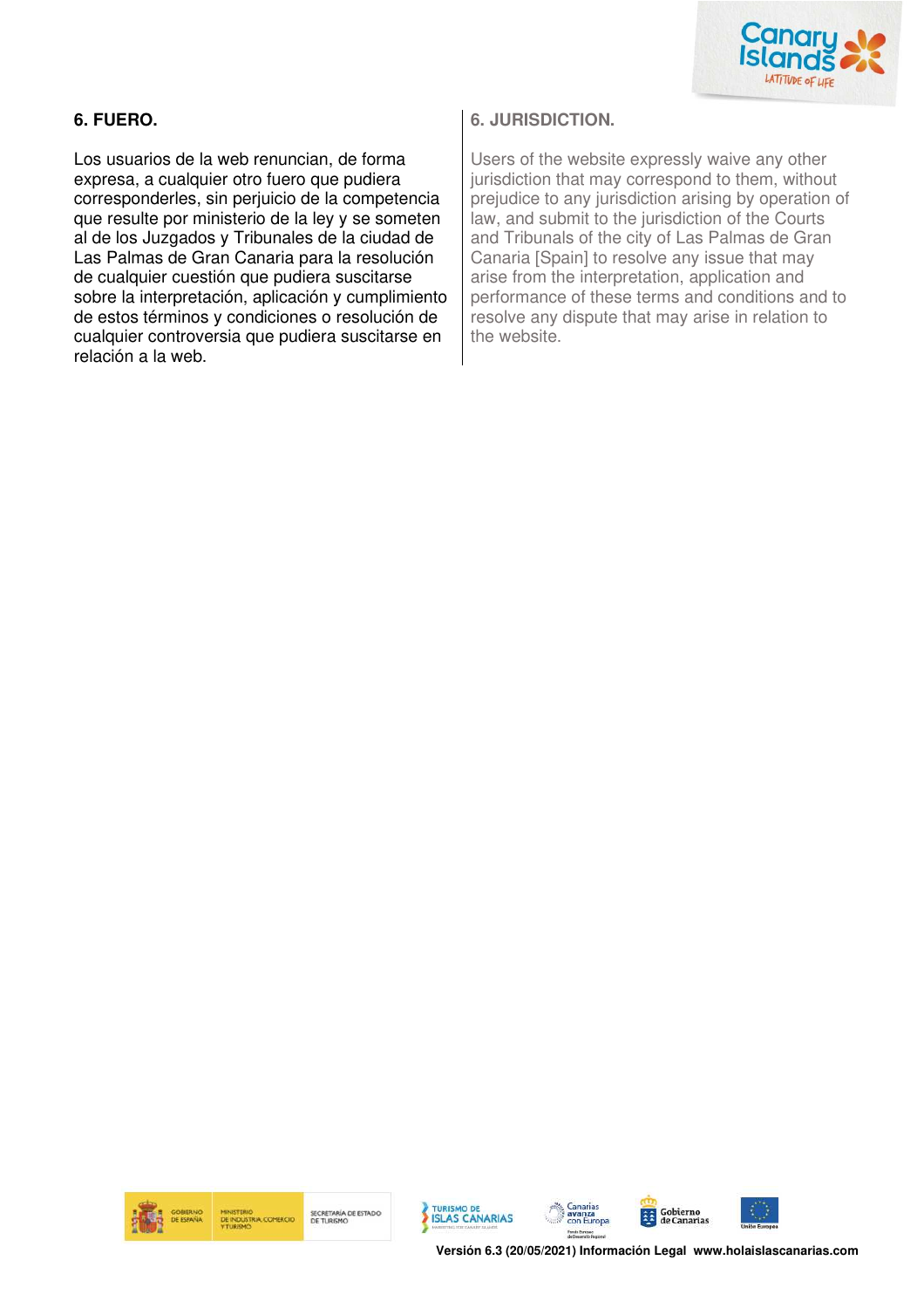## 6. FUERO.

Los usuarios de la web renuncian, de forma expresa, a cualquier otro fuero que pudiera corresponderles, sin perjuicio de la competencia que resulte por ministerio de la ley y se someten al de los Juzgados y Tribunales de la ciudad de Las Palmas de Gran Canaria para la resolución de cualquier cuestión que pudiera suscitarse sobre la interpretación, aplicación y cumplimiento de estos términos y condiciones o resolución de cualquier controversia que pudiera suscitarse en relación a la web.

## 6. JURISDICTION.

Users of the website expressly waive any other jurisdiction that may correspond to them, without prejudice to any jurisdiction arising by operation of law, and submit to the jurisdiction of the Courts and Tribunals of the city of Las Palmas de Gran Canaria [Spain] to resolve any issue that may arise from the interpretation, application and performance of these terms and conditions and to resolve any dispute that may arise in relation to the website.